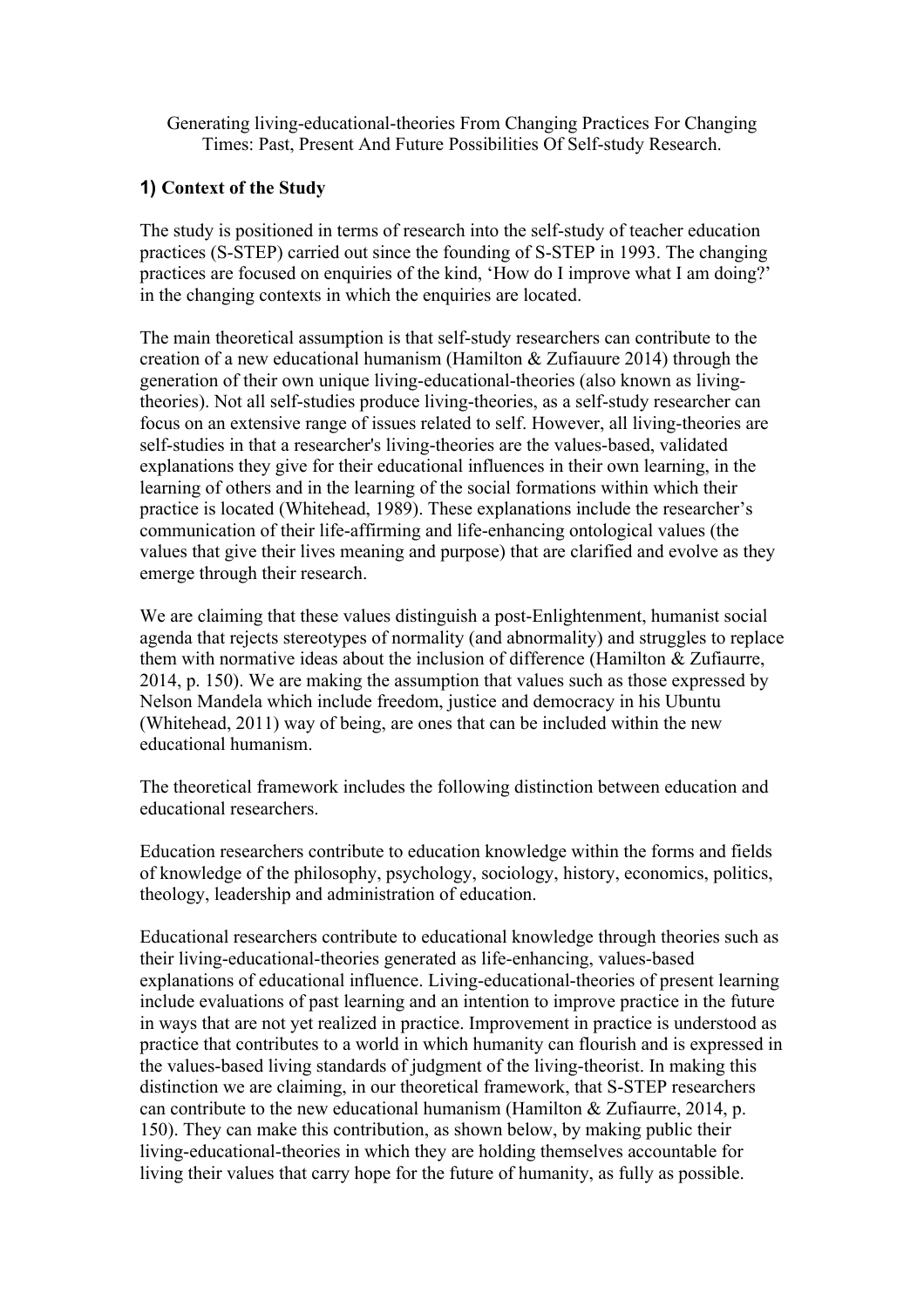Generating living-educational-theories From Changing Practices For Changing Times: Past, Present And Future Possibilities Of Self-study Research.

## 1) Context of the Study

The study is positioned in terms of research into the self-study of teacher education practices (S-STEP) carried out since the founding of S-STEP in 1993. The changing practices are focused on enquiries of the kind, 'How do I improve what I am doing?' in the changing contexts in which the enquiries are located.

The main theoretical assumption is that self-study researchers can contribute to the creation of a new educational humanism (Hamilton & Zufiauure 2014) through the generation of their own unique living-educational-theories (also known as living-theories). Not all self-studies produce living-theories, as a self-study researcher can focus on an extensive range of issues related to self. However, all living-theories are self-studies in that a researcher's living-theories are the values-based, validated explanations they give for their educational influences in their own learning, in the learning of others and in the learning of the social formations within which their practice is located (Whitehead, 1989). These explanations include the researcher's communication of their life-affirming and life-enhancing ontological values (the values that give their lives meaning and purpose) that are clarified and evolve as they emerge through their research.

We are claiming that these values distinguish a post-Enlightenment, humanist social agenda that rejects stereotypes of normality (and abnormality) and struggles to replace them with normative ideas about the inclusion of difference (Hamilton & Zufiaurre, 2014, p. 150). We are making the assumption that values such as those expressed by Nelson Mandela which include freedom, justice and democracy in his Ubuntu (Whitehead, 2011) way of being, are ones that can be included within the new educational humanism.

The theoretical framework includes the following distinction between education and educational researchers.

Education researchers contribute to education knowledge within the forms and fields of knowledge of the philosophy, psychology, sociology, history, economics, politics, theology, leadership and administration of education.

Educational researchers contribute to educational knowledge through theories such as their living-educational-theories generated as life-enhancing, values-based explanations of educational influence. Living-educational-theories of present learning include evaluations of past learning and an intention to improve practice in the future in ways that are not yet realized in practice. Improvement in practice is understood as practice that contributes to a world in which humanity can flourish and is expressed in the values-based living standards of judgment of the living-theorist. In making this distinction we are claiming, in our theoretical framework, that S-STEP researchers can contribute to the new educational humanism (Hamilton & Zufiaurre, 2014, p. 150). They can make this contribution, as shown below, by making public their living-educational-theories in which they are holding themselves accountable for living their values that carry hope for the future of humanity, as fully as possible.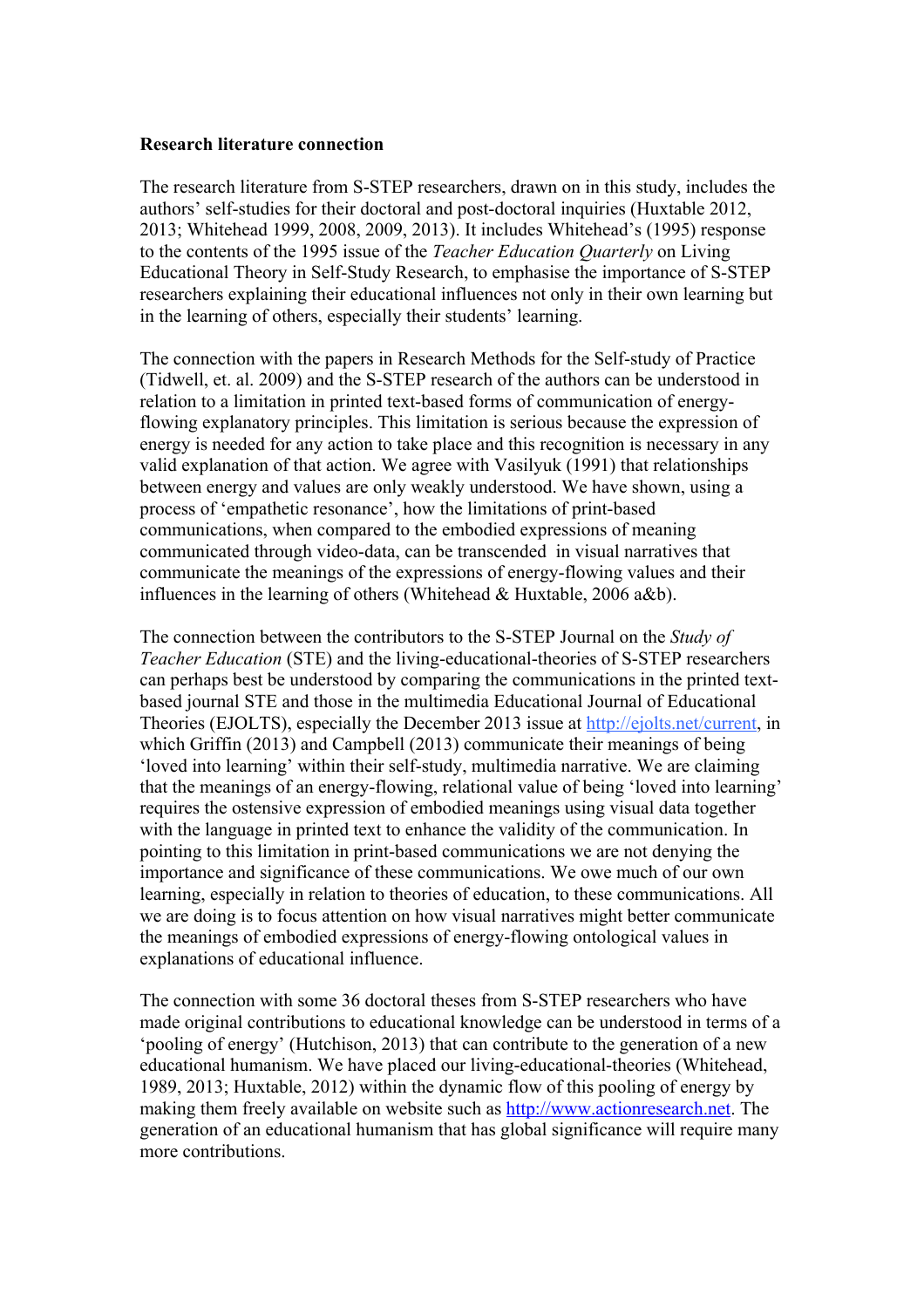**Research literature connection**

The research literature from S-STEP researchers, drawn on in this study, includes the authors' self-studies for their doctoral and post-doctoral inquiries (Huxtable 2012, 2013; Whitehead 1999, 2008, 2009, 2013). It includes Whitehead's (1995) response to the contents of the 1995 issue of the *Teacher Education Quarterly* on Living Educational Theory in Self-Study Research, to emphasise the importance of S-STEP researchers explaining their educational influences not only in their own learning but in the learning of others, especially their students' learning.

The connection with the papers in Research Methods for the Self-study of Practice (Tidwell, et. al. 2009) and the S-STEP research of the authors can be understood in relation to a limitation in printed text-based forms of communication of energy-flowing explanatory principles. This limitation is serious because the expression of energy is needed for any action to take place and this recognition is necessary in any valid explanation of that action. We agree with Vasilyuk (1991) that relationships between energy and values are only weakly understood. We have shown, using a process of 'empathetic resonance', how the limitations of print-based communications, when compared to the embodied expressions of meaning communicated through video-data, can be transcended in visual narratives that communicate the meanings of the expressions of energy-flowing values and their influences in the learning of others (Whitehead & Huxtable, 2006 a&b).

The connection between the contributors to the S-STEP Journal on the *Study of Teacher Education* (STE) and the living-educational-theories of S-STEP researchers can perhaps best be understood by comparing the communications in the printed text-based journal STE and those in the multimedia Educational Journal of Educational Theories (EJOLTS), especially the December 2013 issue at http://ejolts.net/current, in which Griffin (2013) and Campbell (2013) communicate their meanings of being 'loved into learning' within their self-study, multimedia narrative. We are claiming that the meanings of an energy-flowing, relational value of being 'loved into learning' requires the ostensive expression of embodied meanings using visual data together with the language in printed text to enhance the validity of the communication. In pointing to this limitation in print-based communications we are not denying the importance and significance of these communications. We owe much of our own learning, especially in relation to theories of education, to these communications. All we are doing is to focus attention on how visual narratives might better communicate the meanings of embodied expressions of energy-flowing ontological values in explanations of educational influence.

The connection with some 36 doctoral theses from S-STEP researchers who have made original contributions to educational knowledge can be understood in terms of a 'pooling of energy' (Hutchison, 2013) that can contribute to the generation of a new educational humanism. We have placed our living-educational-theories (Whitehead, 1989, 2013; Huxtable, 2012) within the dynamic flow of this pooling of energy by making them freely available on website such as http://www.actionresearch.net. The generation of an educational humanism that has global significance will require many more contributions.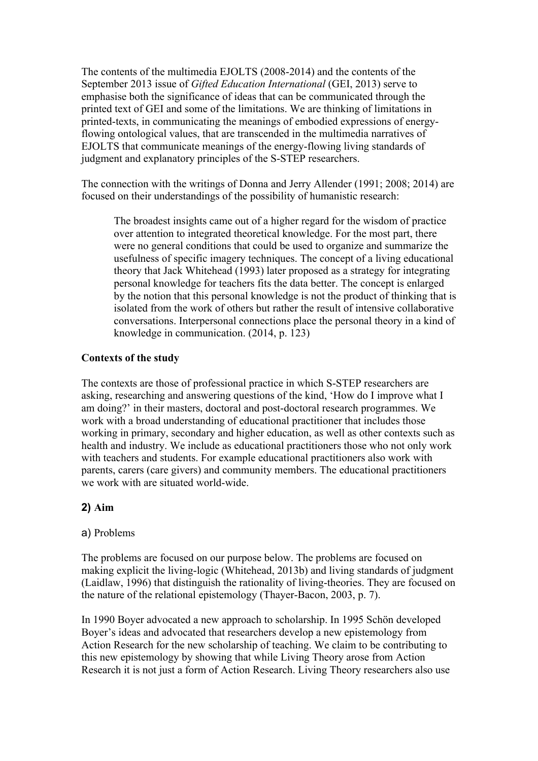The contents of the multimedia EJOLTS (2008-2014) and the contents of the September 2013 issue of *Gifted Education International* (GEI, 2013) serve to emphasise both the significance of ideas that can be communicated through the printed text of GEI and some of the limitations. We are thinking of limitations in printed-texts, in communicating the meanings of embodied expressions of energy-flowing ontological values, that are transcended in the multimedia narratives of EJOLTS that communicate meanings of the energy-flowing living standards of judgment and explanatory principles of the S-STEP researchers.

The connection with the writings of Donna and Jerry Allender (1991; 2008; 2014) are focused on their understandings of the possibility of humanistic research:

> The broadest insights came out of a higher regard for the wisdom of practice over attention to integrated theoretical knowledge. For the most part, there were no general conditions that could be used to organize and summarize the usefulness of specific imagery techniques. The concept of a living educational theory that Jack Whitehead (1993) later proposed as a strategy for integrating personal knowledge for teachers fits the data better. The concept is enlarged by the notion that this personal knowledge is not the product of thinking that is isolated from the work of others but rather the result of intensive collaborative conversations. Interpersonal connections place the personal theory in a kind of knowledge in communication. (2014, p. 123)

**Contexts of the study**

The contexts are those of professional practice in which S-STEP researchers are asking, researching and answering questions of the kind, 'How do I improve what I am doing?' in their masters, doctoral and post-doctoral research programmes. We work with a broad understanding of educational practitioner that includes those working in primary, secondary and higher education, as well as other contexts such as health and industry. We include as educational practitioners those who not only work with teachers and students. For example educational practitioners also work with parents, carers (care givers) and community members. The educational practitioners we work with are situated world-wide.

## 2) Aim

a) Problems

The problems are focused on our purpose below. The problems are focused on making explicit the living-logic (Whitehead, 2013b) and living standards of judgment (Laidlaw, 1996) that distinguish the rationality of living-theories. They are focused on the nature of the relational epistemology (Thayer-Bacon, 2003, p. 7).

In 1990 Boyer advocated a new approach to scholarship. In 1995 Schön developed Boyer's ideas and advocated that researchers develop a new epistemology from Action Research for the new scholarship of teaching. We claim to be contributing to this new epistemology by showing that while Living Theory arose from Action Research it is not just a form of Action Research. Living Theory researchers also use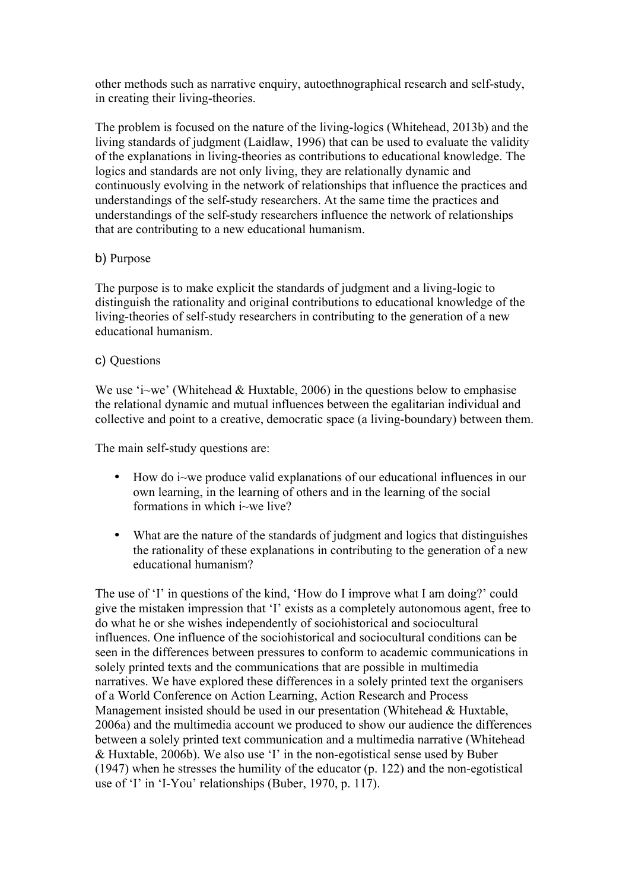other methods such as narrative enquiry, autoethnographical research and self-study, in creating their living-theories.

The problem is focused on the nature of the living-logics (Whitehead, 2013b) and the living standards of judgment (Laidlaw, 1996) that can be used to evaluate the validity of the explanations in living-theories as contributions to educational knowledge. The logics and standards are not only living, they are relationally dynamic and continuously evolving in the network of relationships that influence the practices and understandings of the self-study researchers. At the same time the practices and understandings of the self-study researchers influence the network of relationships that are contributing to a new educational humanism.

b) Purpose

The purpose is to make explicit the standards of judgment and a living-logic to distinguish the rationality and original contributions to educational knowledge of the living-theories of self-study researchers in contributing to the generation of a new educational humanism.

c) Questions

We use 'i~we' (Whitehead & Huxtable, 2006) in the questions below to emphasise the relational dynamic and mutual influences between the egalitarian individual and collective and point to a creative, democratic space (a living-boundary) between them.

The main self-study questions are:

- How do i~we produce valid explanations of our educational influences in our own learning, in the learning of others and in the learning of the social formations in which i~we live?
- What are the nature of the standards of judgment and logics that distinguishes the rationality of these explanations in contributing to the generation of a new educational humanism?

The use of 'I' in questions of the kind, 'How do I improve what I am doing?' could give the mistaken impression that 'I' exists as a completely autonomous agent, free to do what he or she wishes independently of sociohistorical and sociocultural influences. One influence of the sociohistorical and sociocultural conditions can be seen in the differences between pressures to conform to academic communications in solely printed texts and the communications that are possible in multimedia narratives. We have explored these differences in a solely printed text the organisers of a World Conference on Action Learning, Action Research and Process Management insisted should be used in our presentation (Whitehead & Huxtable, 2006a) and the multimedia account we produced to show our audience the differences between a solely printed text communication and a multimedia narrative (Whitehead & Huxtable, 2006b). We also use 'I' in the non-egotistical sense used by Buber (1947) when he stresses the humility of the educator (p. 122) and the non-egotistical use of 'I' in 'I-You' relationships (Buber, 1970, p. 117).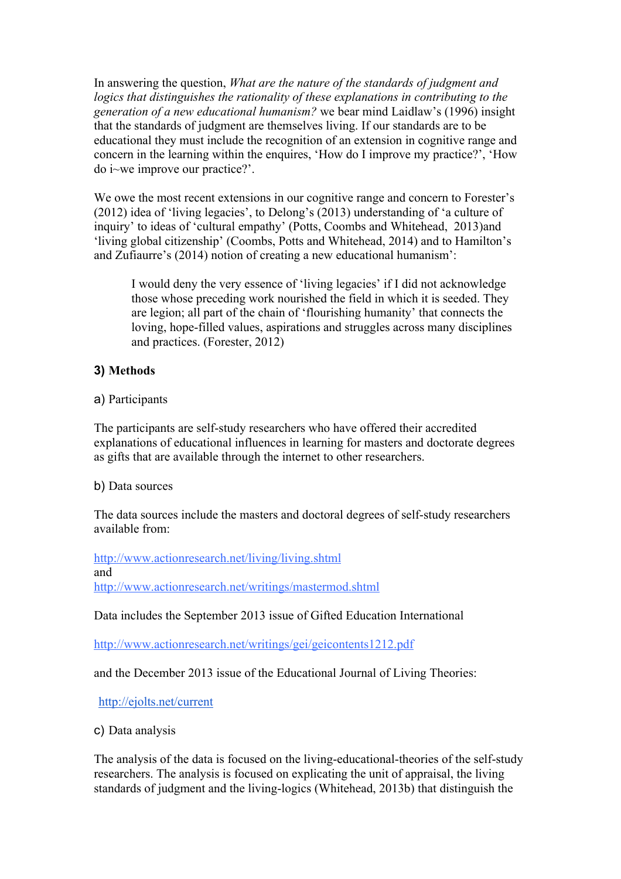In answering the question, *What are the nature of the standards of judgment and logics that distinguishes the rationality of these explanations in contributing to the generation of a new educational humanism?* we bear mind Laidlaw's (1996) insight that the standards of judgment are themselves living. If our standards are to be educational they must include the recognition of an extension in cognitive range and concern in the learning within the enquires, 'How do I improve my practice?', 'How do i~we improve our practice?'.

We owe the most recent extensions in our cognitive range and concern to Forester's (2012) idea of 'living legacies', to Delong's (2013) understanding of 'a culture of inquiry' to ideas of 'cultural empathy' (Potts, Coombs and Whitehead, 2013)and 'living global citizenship' (Coombs, Potts and Whitehead, 2014) and to Hamilton's and Zufiaurre's (2014) notion of creating a new educational humanism':

> I would deny the very essence of 'living legacies' if I did not acknowledge those whose preceding work nourished the field in which it is seeded. They are legion; all part of the chain of 'flourishing humanity' that connects the loving, hope-filled values, aspirations and struggles across many disciplines and practices. (Forester, 2012)

## 3) Methods

a) Participants

The participants are self-study researchers who have offered their accredited explanations of educational influences in learning for masters and doctorate degrees as gifts that are available through the internet to other researchers.

b) Data sources

The data sources include the masters and doctoral degrees of self-study researchers available from:

http://www.actionresearch.net/living/living.shtml
and
http://www.actionresearch.net/writings/mastermod.shtml

Data includes the September 2013 issue of Gifted Education International

http://www.actionresearch.net/writings/gei/geicontents1212.pdf

and the December 2013 issue of the Educational Journal of Living Theories:

http://ejolts.net/current

c) Data analysis

The analysis of the data is focused on the living-educational-theories of the self-study researchers. The analysis is focused on explicating the unit of appraisal, the living standards of judgment and the living-logics (Whitehead, 2013b) that distinguish the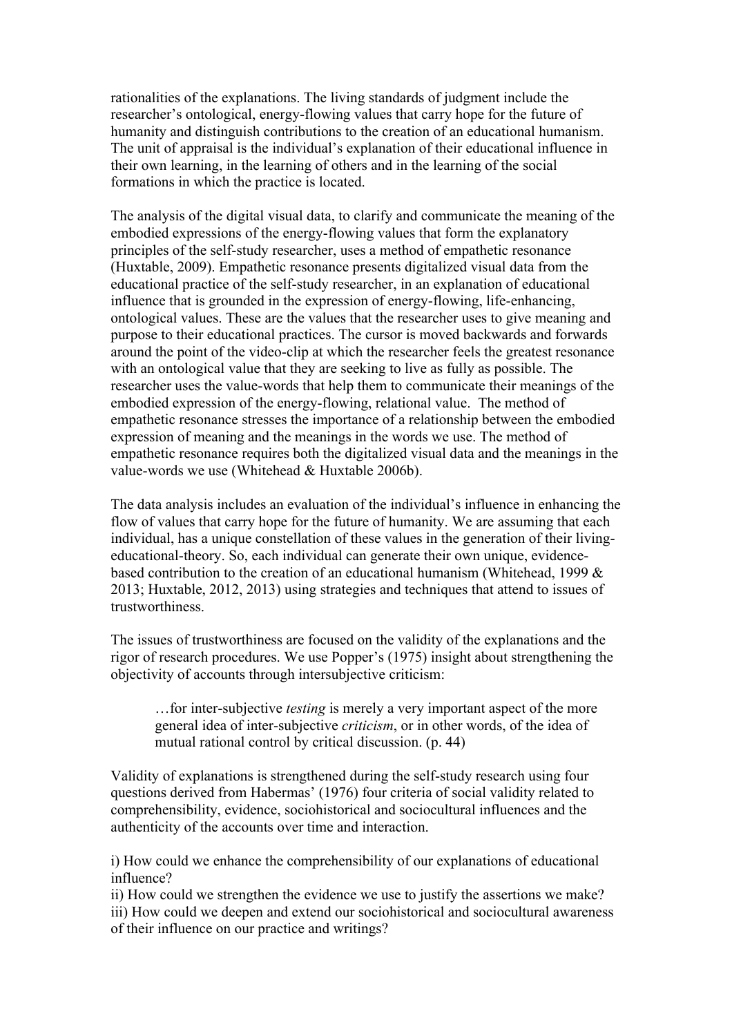rationalities of the explanations. The living standards of judgment include the researcher's ontological, energy-flowing values that carry hope for the future of humanity and distinguish contributions to the creation of an educational humanism. The unit of appraisal is the individual's explanation of their educational influence in their own learning, in the learning of others and in the learning of the social formations in which the practice is located.

The analysis of the digital visual data, to clarify and communicate the meaning of the embodied expressions of the energy-flowing values that form the explanatory principles of the self-study researcher, uses a method of empathetic resonance (Huxtable, 2009). Empathetic resonance presents digitalized visual data from the educational practice of the self-study researcher, in an explanation of educational influence that is grounded in the expression of energy-flowing, life-enhancing, ontological values. These are the values that the researcher uses to give meaning and purpose to their educational practices. The cursor is moved backwards and forwards around the point of the video-clip at which the researcher feels the greatest resonance with an ontological value that they are seeking to live as fully as possible. The researcher uses the value-words that help them to communicate their meanings of the embodied expression of the energy-flowing, relational value. The method of empathetic resonance stresses the importance of a relationship between the embodied expression of meaning and the meanings in the words we use. The method of empathetic resonance requires both the digitalized visual data and the meanings in the value-words we use (Whitehead & Huxtable 2006b).

The data analysis includes an evaluation of the individual's influence in enhancing the flow of values that carry hope for the future of humanity. We are assuming that each individual, has a unique constellation of these values in the generation of their living-educational-theory. So, each individual can generate their own unique, evidence-based contribution to the creation of an educational humanism (Whitehead, 1999 & 2013; Huxtable, 2012, 2013) using strategies and techniques that attend to issues of trustworthiness.

The issues of trustworthiness are focused on the validity of the explanations and the rigor of research procedures. We use Popper's (1975) insight about strengthening the objectivity of accounts through intersubjective criticism:

> …for inter-subjective *testing* is merely a very important aspect of the more general idea of inter-subjective *criticism*, or in other words, of the idea of mutual rational control by critical discussion. (p. 44)

Validity of explanations is strengthened during the self-study research using four questions derived from Habermas' (1976) four criteria of social validity related to comprehensibility, evidence, sociohistorical and sociocultural influences and the authenticity of the accounts over time and interaction.

i) How could we enhance the comprehensibility of our explanations of educational influence?
ii) How could we strengthen the evidence we use to justify the assertions we make?
iii) How could we deepen and extend our sociohistorical and sociocultural awareness of their influence on our practice and writings?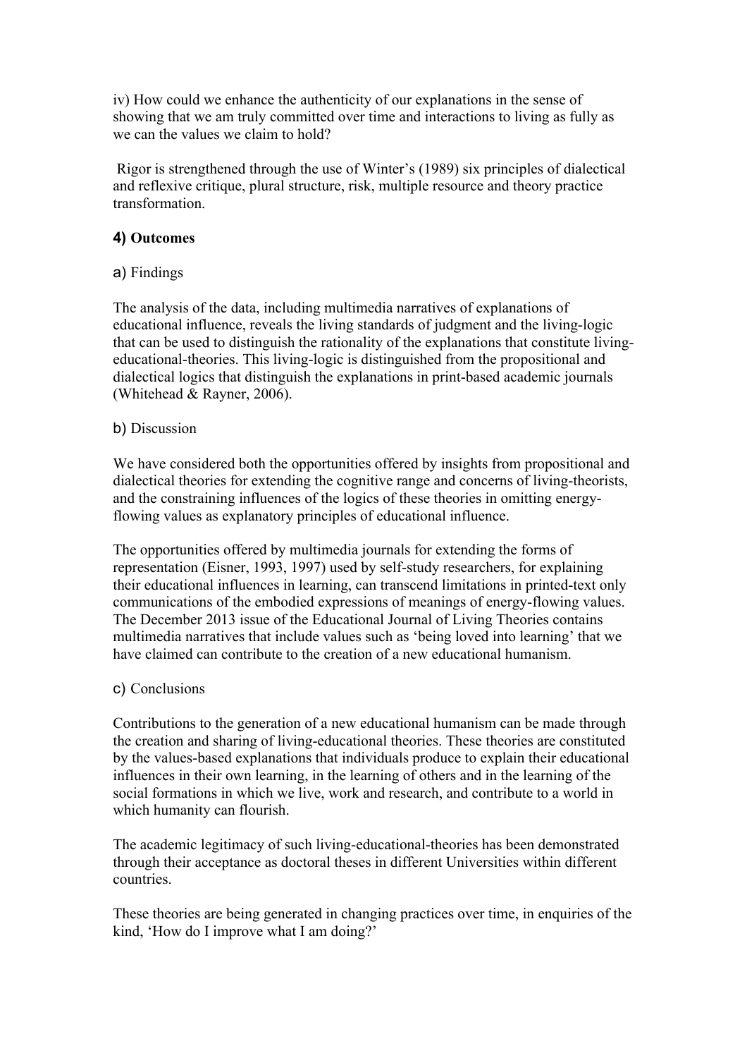iv) How could we enhance the authenticity of our explanations in the sense of showing that we am truly committed over time and interactions to living as fully as we can the values we claim to hold?

Rigor is strengthened through the use of Winter's (1989) six principles of dialectical and reflexive critique, plural structure, risk, multiple resource and theory practice transformation.

### 4) Outcomes

a) Findings

The analysis of the data, including multimedia narratives of explanations of educational influence, reveals the living standards of judgment and the living-logic that can be used to distinguish the rationality of the explanations that constitute living-educational-theories. This living-logic is distinguished from the propositional and dialectical logics that distinguish the explanations in print-based academic journals (Whitehead & Rayner, 2006).

b) Discussion

We have considered both the opportunities offered by insights from propositional and dialectical theories for extending the cognitive range and concerns of living-theorists, and the constraining influences of the logics of these theories in omitting energy-flowing values as explanatory principles of educational influence.

The opportunities offered by multimedia journals for extending the forms of representation (Eisner, 1993, 1997) used by self-study researchers, for explaining their educational influences in learning, can transcend limitations in printed-text only communications of the embodied expressions of meanings of energy-flowing values. The December 2013 issue of the Educational Journal of Living Theories contains multimedia narratives that include values such as 'being loved into learning' that we have claimed can contribute to the creation of a new educational humanism.

c) Conclusions

Contributions to the generation of a new educational humanism can be made through the creation and sharing of living-educational theories. These theories are constituted by the values-based explanations that individuals produce to explain their educational influences in their own learning, in the learning of others and in the learning of the social formations in which we live, work and research, and contribute to a world in which humanity can flourish.

The academic legitimacy of such living-educational-theories has been demonstrated through their acceptance as doctoral theses in different Universities within different countries.

These theories are being generated in changing practices over time, in enquiries of the kind, 'How do I improve what I am doing?'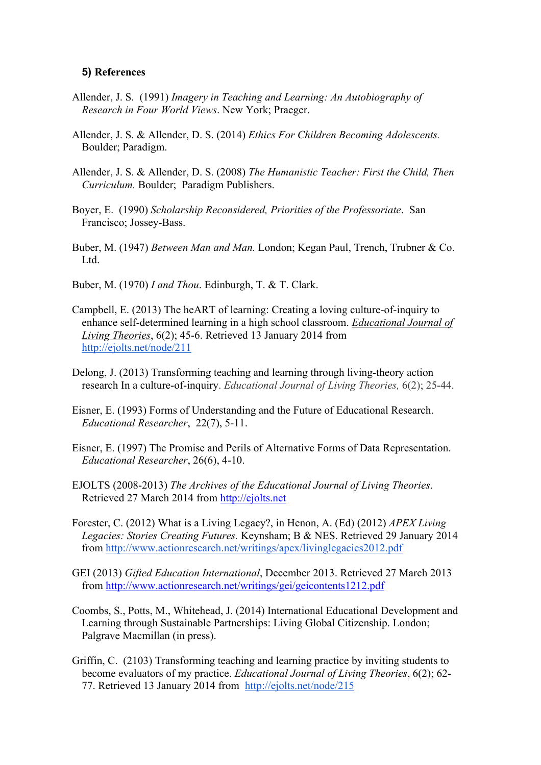### 5) References

Allender, J. S. (1991) *Imagery in Teaching and Learning: An Autobiography of Research in Four World Views*. New York; Praeger.

Allender, J. S. & Allender, D. S. (2014) *Ethics For Children Becoming Adolescents.* Boulder; Paradigm.

Allender, J. S. & Allender, D. S. (2008) *The Humanistic Teacher: First the Child, Then Curriculum.* Boulder; Paradigm Publishers.

Boyer, E. (1990) *Scholarship Reconsidered, Priorities of the Professoriate*. San Francisco; Jossey-Bass.

Buber, M. (1947) *Between Man and Man.* London; Kegan Paul, Trench, Trubner & Co. Ltd.

Buber, M. (1970) *I and Thou*. Edinburgh, T. & T. Clark.

Campbell, E. (2013) The heART of learning: Creating a loving culture-of-inquiry to enhance self-determined learning in a high school classroom. *Educational Journal of Living Theories*, 6(2); 45-6. Retrieved 13 January 2014 from http://ejolts.net/node/211

Delong, J. (2013) Transforming teaching and learning through living-theory action research In a culture-of-inquiry. *Educational Journal of Living Theories,* 6(2); 25-44.

Eisner, E. (1993) Forms of Understanding and the Future of Educational Research. *Educational Researcher*, 22(7), 5-11.

Eisner, E. (1997) The Promise and Perils of Alternative Forms of Data Representation. *Educational Researcher*, 26(6), 4-10.

EJOLTS (2008-2013) *The Archives of the Educational Journal of Living Theories*. Retrieved 27 March 2014 from http://ejolts.net

Forester, C. (2012) What is a Living Legacy?, in Henon, A. (Ed) (2012) *APEX Living Legacies: Stories Creating Futures.* Keynsham; B & NES. Retrieved 29 January 2014 from http://www.actionresearch.net/writings/apex/livinglegacies2012.pdf

GEI (2013) *Gifted Education International*, December 2013. Retrieved 27 March 2013 from http://www.actionresearch.net/writings/gei/geicontents1212.pdf

Coombs, S., Potts, M., Whitehead, J. (2014) International Educational Development and Learning through Sustainable Partnerships: Living Global Citizenship. London; Palgrave Macmillan (in press).

Griffin, C. (2103) Transforming teaching and learning practice by inviting students to become evaluators of my practice. *Educational Journal of Living Theories*, 6(2); 62-77. Retrieved 13 January 2014 from http://ejolts.net/node/215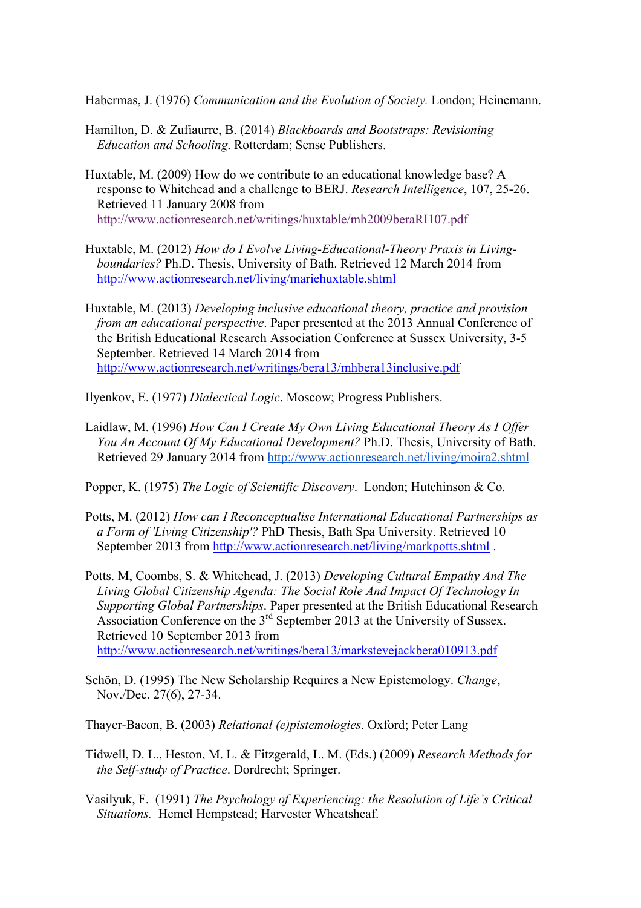Habermas, J. (1976) *Communication and the Evolution of Society.* London; Heinemann.

Hamilton, D. & Zufiaurre, B. (2014) *Blackboards and Bootstraps: Revisioning Education and Schooling*. Rotterdam; Sense Publishers.

Huxtable, M. (2009) How do we contribute to an educational knowledge base? A response to Whitehead and a challenge to BERJ. *Research Intelligence*, 107, 25-26. Retrieved 11 January 2008 from http://www.actionresearch.net/writings/huxtable/mh2009beraRI107.pdf

Huxtable, M. (2012) *How do I Evolve Living-Educational-Theory Praxis in Living-boundaries?* Ph.D. Thesis, University of Bath. Retrieved 12 March 2014 from http://www.actionresearch.net/living/mariehuxtable.shtml

Huxtable, M. (2013) *Developing inclusive educational theory, practice and provision from an educational perspective*. Paper presented at the 2013 Annual Conference of the British Educational Research Association Conference at Sussex University, 3-5 September. Retrieved 14 March 2014 from http://www.actionresearch.net/writings/bera13/mhbera13inclusive.pdf

Ilyenkov, E. (1977) *Dialectical Logic*. Moscow; Progress Publishers.

Laidlaw, M. (1996) *How Can I Create My Own Living Educational Theory As I Offer You An Account Of My Educational Development?* Ph.D. Thesis, University of Bath. Retrieved 29 January 2014 from http://www.actionresearch.net/living/moira2.shtml

Popper, K. (1975) *The Logic of Scientific Discovery*. London; Hutchinson & Co.

Potts, M. (2012) *How can I Reconceptualise International Educational Partnerships as a Form of 'Living Citizenship'?* PhD Thesis, Bath Spa University. Retrieved 10 September 2013 from http://www.actionresearch.net/living/markpotts.shtml .

Potts. M, Coombs, S. & Whitehead, J. (2013) *Developing Cultural Empathy And The Living Global Citizenship Agenda: The Social Role And Impact Of Technology In Supporting Global Partnerships*. Paper presented at the British Educational Research Association Conference on the 3rd September 2013 at the University of Sussex. Retrieved 10 September 2013 from http://www.actionresearch.net/writings/bera13/markstevejackbera010913.pdf

Schön, D. (1995) The New Scholarship Requires a New Epistemology. *Change*, Nov./Dec. 27(6), 27-34.

Thayer-Bacon, B. (2003) *Relational (e)pistemologies*. Oxford; Peter Lang

Tidwell, D. L., Heston, M. L. & Fitzgerald, L. M. (Eds.) (2009) *Research Methods for the Self-study of Practice*. Dordrecht; Springer.

Vasilyuk, F. (1991) *The Psychology of Experiencing: the Resolution of Life's Critical Situations.* Hemel Hempstead; Harvester Wheatsheaf.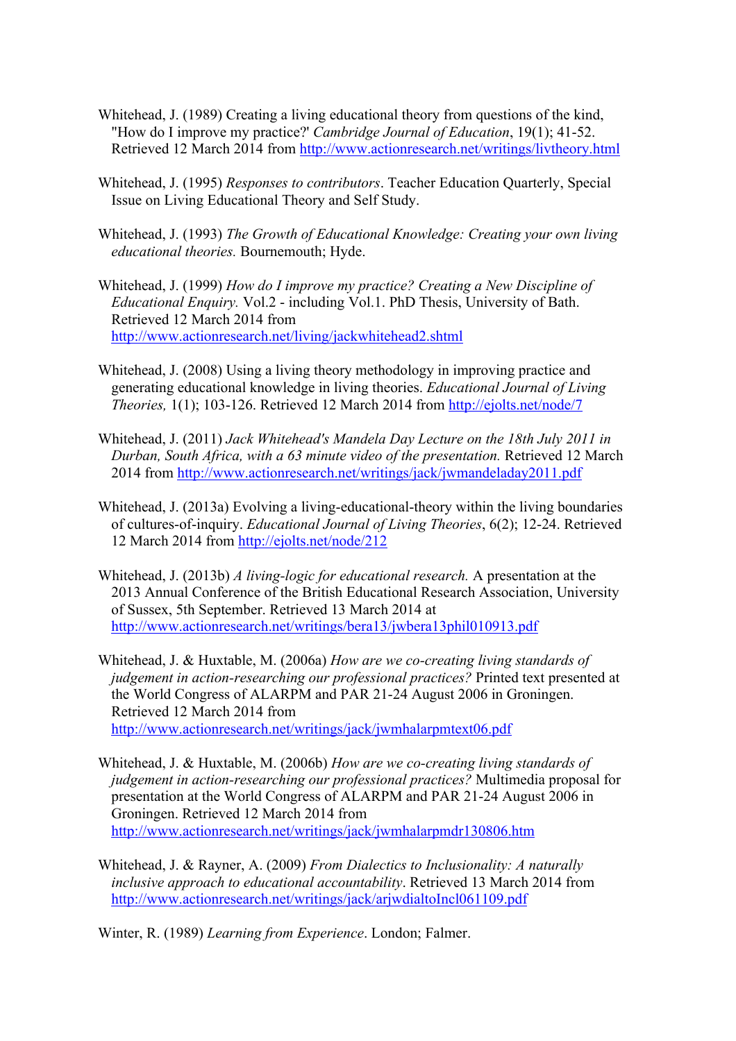Whitehead, J. (1989) Creating a living educational theory from questions of the kind, "How do I improve my practice?' *Cambridge Journal of Education*, 19(1); 41-52. Retrieved 12 March 2014 from http://www.actionresearch.net/writings/livtheory.html

Whitehead, J. (1995) *Responses to contributors*. Teacher Education Quarterly, Special Issue on Living Educational Theory and Self Study.

Whitehead, J. (1993) *The Growth of Educational Knowledge: Creating your own living educational theories.* Bournemouth; Hyde.

Whitehead, J. (1999) *How do I improve my practice? Creating a New Discipline of Educational Enquiry.* Vol.2 - including Vol.1. PhD Thesis, University of Bath. Retrieved 12 March 2014 from http://www.actionresearch.net/living/jackwhitehead2.shtml

Whitehead, J. (2008) Using a living theory methodology in improving practice and generating educational knowledge in living theories. *Educational Journal of Living Theories,* 1(1); 103-126. Retrieved 12 March 2014 from http://ejolts.net/node/7

Whitehead, J. (2011) *Jack Whitehead's Mandela Day Lecture on the 18th July 2011 in Durban, South Africa, with a 63 minute video of the presentation.* Retrieved 12 March 2014 from http://www.actionresearch.net/writings/jack/jwmandeladay2011.pdf

Whitehead, J. (2013a) Evolving a living-educational-theory within the living boundaries of cultures-of-inquiry. *Educational Journal of Living Theories*, 6(2); 12-24. Retrieved 12 March 2014 from http://ejolts.net/node/212

Whitehead, J. (2013b) *A living-logic for educational research.* A presentation at the 2013 Annual Conference of the British Educational Research Association, University of Sussex, 5th September. Retrieved 13 March 2014 at http://www.actionresearch.net/writings/bera13/jwbera13phil010913.pdf

Whitehead, J. & Huxtable, M. (2006a) *How are we co-creating living standards of judgement in action-researching our professional practices?* Printed text presented at the World Congress of ALARPM and PAR 21-24 August 2006 in Groningen. Retrieved 12 March 2014 from http://www.actionresearch.net/writings/jack/jwmhalarpmtext06.pdf

Whitehead, J. & Huxtable, M. (2006b) *How are we co-creating living standards of judgement in action-researching our professional practices?* Multimedia proposal for presentation at the World Congress of ALARPM and PAR 21-24 August 2006 in Groningen. Retrieved 12 March 2014 from http://www.actionresearch.net/writings/jack/jwmhalarpmdr130806.htm

Whitehead, J. & Rayner, A. (2009) *From Dialectics to Inclusionality: A naturally inclusive approach to educational accountability*. Retrieved 13 March 2014 from http://www.actionresearch.net/writings/jack/arjwdialtoIncl061109.pdf

Winter, R. (1989) *Learning from Experience*. London; Falmer.